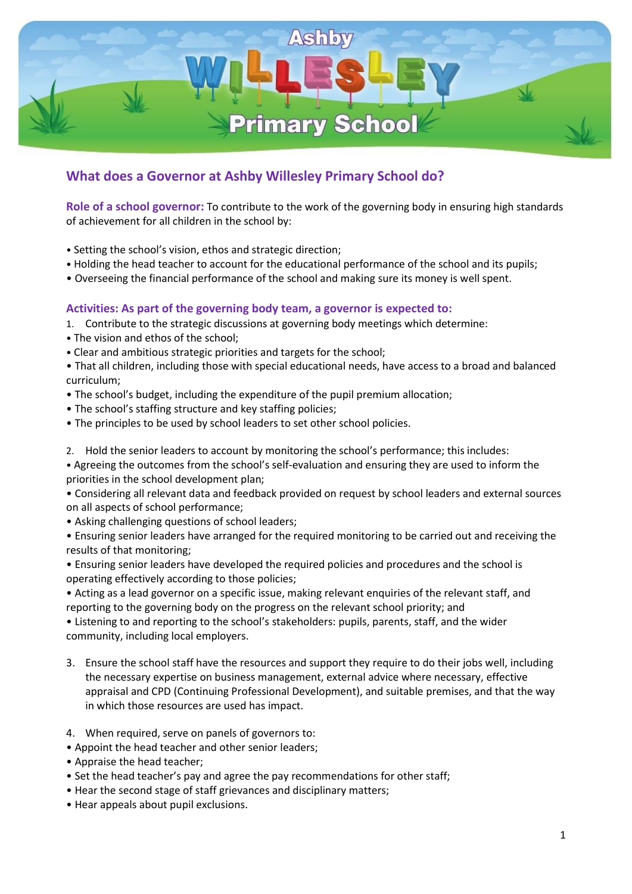# Ashby Willesley Primary School

## What does a Governor at Ashby Willesley Primary School do?

**Role of a school governor:** To contribute to the work of the governing body in ensuring high standards of achievement for all children in the school by:

- Setting the school's vision, ethos and strategic direction;
- Holding the head teacher to account for the educational performance of the school and its pupils;
- Overseeing the financial performance of the school and making sure its money is well spent.

### Activities: As part of the governing body team, a governor is expected to:

1. Contribute to the strategic discussions at governing body meetings which determine:

- The vision and ethos of the school;
- Clear and ambitious strategic priorities and targets for the school;
- That all children, including those with special educational needs, have access to a broad and balanced curriculum;
- The school's budget, including the expenditure of the pupil premium allocation;
- The school's staffing structure and key staffing policies;
- The principles to be used by school leaders to set other school policies.

2. Hold the senior leaders to account by monitoring the school's performance; this includes:

- Agreeing the outcomes from the school's self-evaluation and ensuring they are used to inform the priorities in the school development plan;
- Considering all relevant data and feedback provided on request by school leaders and external sources on all aspects of school performance;
- Asking challenging questions of school leaders;
- Ensuring senior leaders have arranged for the required monitoring to be carried out and receiving the results of that monitoring;
- Ensuring senior leaders have developed the required policies and procedures and the school is operating effectively according to those policies;
- Acting as a lead governor on a specific issue, making relevant enquiries of the relevant staff, and reporting to the governing body on the progress on the relevant school priority; and
- Listening to and reporting to the school's stakeholders: pupils, parents, staff, and the wider community, including local employers.

3. Ensure the school staff have the resources and support they require to do their jobs well, including the necessary expertise on business management, external advice where necessary, effective appraisal and CPD (Continuing Professional Development), and suitable premises, and that the way in which those resources are used has impact.

4. When required, serve on panels of governors to:

- Appoint the head teacher and other senior leaders;
- Appraise the head teacher;
- Set the head teacher's pay and agree the pay recommendations for other staff;
- Hear the second stage of staff grievances and disciplinary matters;
- Hear appeals about pupil exclusions.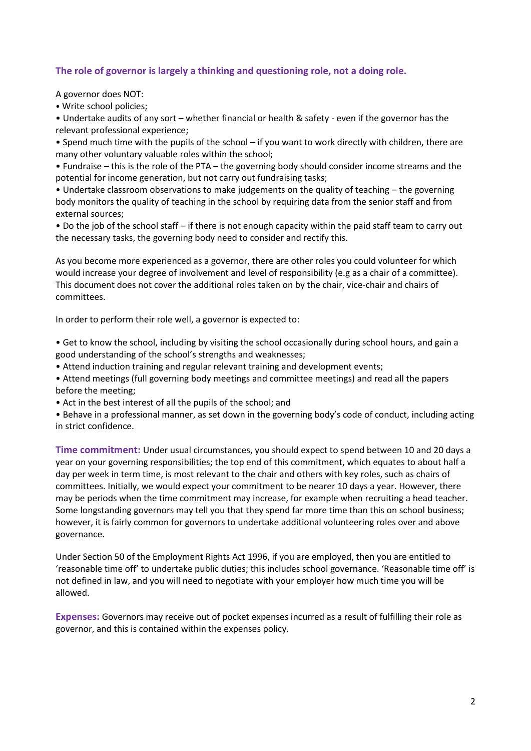### The role of governor is largely a thinking and questioning role, not a doing role.

A governor does NOT:

- Write school policies;
- Undertake audits of any sort – whether financial or health & safety - even if the governor has the relevant professional experience;
- Spend much time with the pupils of the school – if you want to work directly with children, there are many other voluntary valuable roles within the school;
- Fundraise – this is the role of the PTA – the governing body should consider income streams and the potential for income generation, but not carry out fundraising tasks;
- Undertake classroom observations to make judgements on the quality of teaching – the governing body monitors the quality of teaching in the school by requiring data from the senior staff and from external sources;
- Do the job of the school staff – if there is not enough capacity within the paid staff team to carry out the necessary tasks, the governing body need to consider and rectify this.

As you become more experienced as a governor, there are other roles you could volunteer for which would increase your degree of involvement and level of responsibility (e.g as a chair of a committee). This document does not cover the additional roles taken on by the chair, vice-chair and chairs of committees.

In order to perform their role well, a governor is expected to:

- Get to know the school, including by visiting the school occasionally during school hours, and gain a good understanding of the school's strengths and weaknesses;
- Attend induction training and regular relevant training and development events;
- Attend meetings (full governing body meetings and committee meetings) and read all the papers before the meeting;
- Act in the best interest of all the pupils of the school; and
- Behave in a professional manner, as set down in the governing body's code of conduct, including acting in strict confidence.

**Time commitment:** Under usual circumstances, you should expect to spend between 10 and 20 days a year on your governing responsibilities; the top end of this commitment, which equates to about half a day per week in term time, is most relevant to the chair and others with key roles, such as chairs of committees. Initially, we would expect your commitment to be nearer 10 days a year. However, there may be periods when the time commitment may increase, for example when recruiting a head teacher. Some longstanding governors may tell you that they spend far more time than this on school business; however, it is fairly common for governors to undertake additional volunteering roles over and above governance.

Under Section 50 of the Employment Rights Act 1996, if you are employed, then you are entitled to 'reasonable time off' to undertake public duties; this includes school governance. 'Reasonable time off' is not defined in law, and you will need to negotiate with your employer how much time you will be allowed.

**Expenses:** Governors may receive out of pocket expenses incurred as a result of fulfilling their role as governor, and this is contained within the expenses policy.